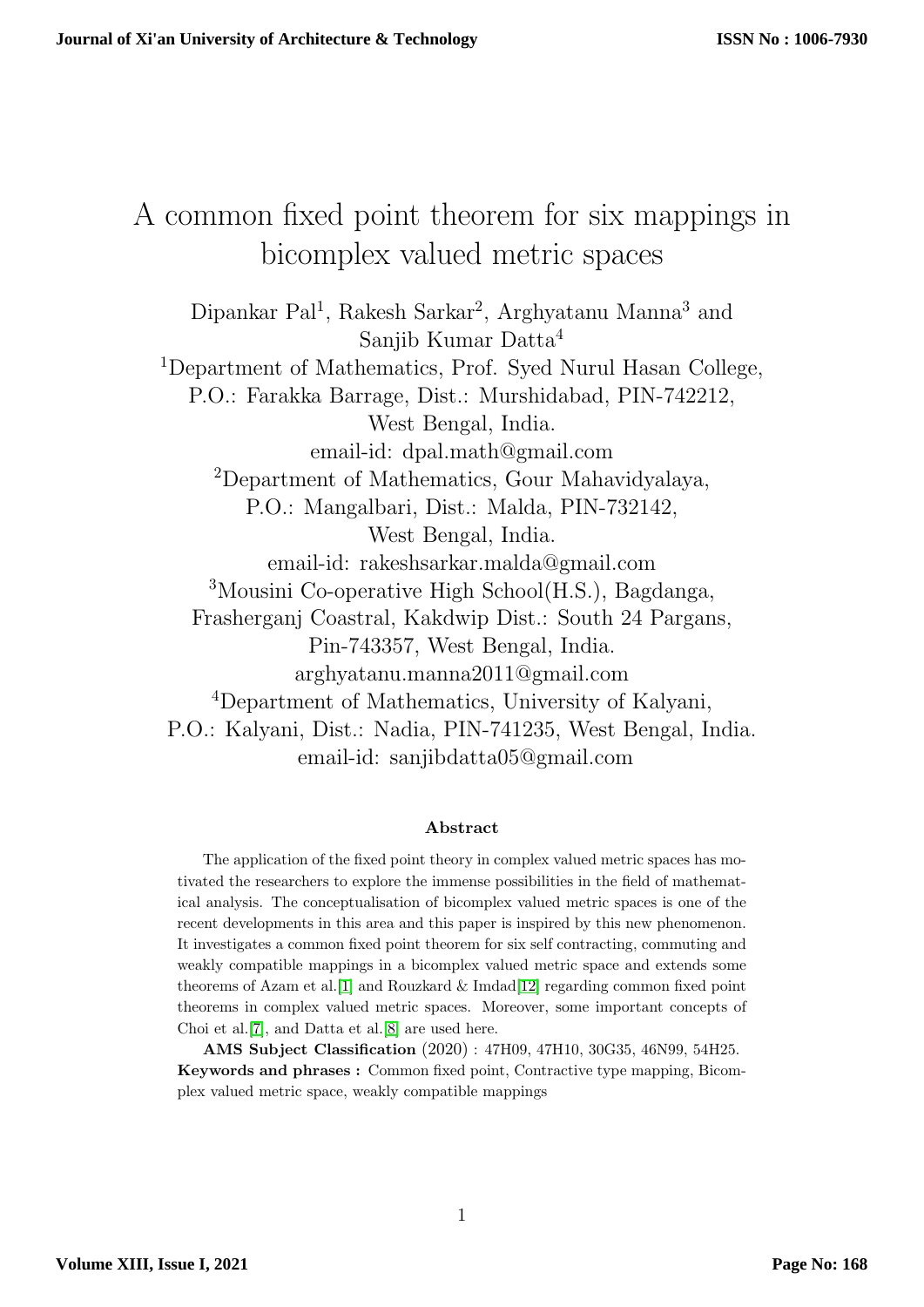# A common fixed point theorem for six mappings in bicomplex valued metric spaces

Dipankar Pal[1], Rakesh Sarkar[2], Arghyatanu Manna[3] and Sanjib Kumar Datta[4]

[1]Department of Mathematics, Prof. Syed Nurul Hasan College, P.O.: Farakka Barrage, Dist.: Murshidabad, PIN-742212, West Bengal, India.
email-id: dpal.math@gmail.com

[2]Department of Mathematics, Gour Mahavidyalaya, P.O.: Mangalbari, Dist.: Malda, PIN-732142, West Bengal, India.
email-id: rakeshsarkar.malda@gmail.com

[3]Mousini Co-operative High School(H.S.), Bagdanga, Frasherganj Coastral, Kakdwip Dist.: South 24 Pargans, Pin-743357, West Bengal, India.
arghyatanu.manna2011@gmail.com

[4]Department of Mathematics, University of Kalyani, P.O.: Kalyani, Dist.: Nadia, PIN-741235, West Bengal, India.
email-id: sanjibdatta05@gmail.com

### Abstract

The application of the fixed point theory in complex valued metric spaces has motivated the researchers to explore the immense possibilities in the field of mathematical analysis. The conceptualisation of bicomplex valued metric spaces is one of the recent developments in this area and this paper is inspired by this new phenomenon. It investigates a common fixed point theorem for six self contracting, commuting and weakly compatible mappings in a bicomplex valued metric space and extends some theorems of Azam et al.[1] and Rouzkard & Imdad[12] regarding common fixed point theorems in complex valued metric spaces. Moreover, some important concepts of Choi et al.[7], and Datta et al.[8] are used here.

**AMS Subject Classification** (2020) : 47H09, 47H10, 30G35, 46N99, 54H25.
**Keywords and phrases :** Common fixed point, Contractive type mapping, Bicomplex valued metric space, weakly compatible mappings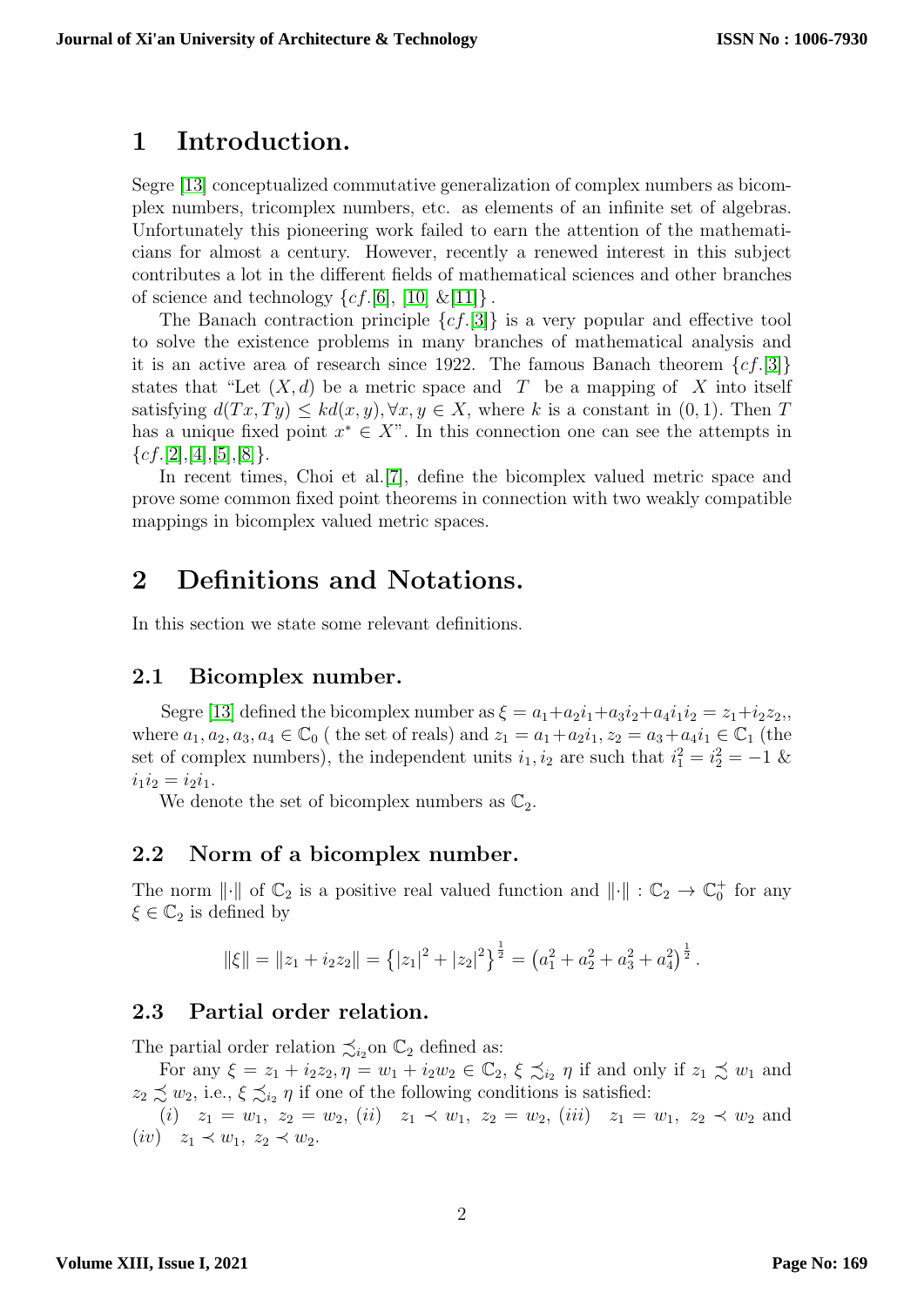# 1 Introduction.

Segre [13] conceptualized commutative generalization of complex numbers as bicomplex numbers, tricomplex numbers, etc. as elements of an infinite set of algebras. Unfortunately this pioneering work failed to earn the attention of the mathematicians for almost a century. However, recently a renewed interest in this subject contributes a lot in the different fields of mathematical sciences and other branches of science and technology $\{cf.$[6], [10] &[11]$\}$.

The Banach contraction principle $\{cf.$[3]$\}$ is a very popular and effective tool to solve the existence problems in many branches of mathematical analysis and it is an active area of research since 1922. The famous Banach theorem $\{cf.$[3]$\}$ states that "Let $(X, d)$ be a metric space and $T$ be a mapping of $X$ into itself satisfying $d(Tx, Ty) \leq kd(x, y), \forall x, y \in X$, where $k$ is a constant in $(0, 1)$. Then $T$ has a unique fixed point $x^* \in X$". In this connection one can see the attempts in $\{cf.$[2],[4],[5],[8]$\}$.

In recent times, Choi et al.[7], define the bicomplex valued metric space and prove some common fixed point theorems in connection with two weakly compatible mappings in bicomplex valued metric spaces.

# 2 Definitions and Notations.

In this section we state some relevant definitions.

## 2.1 Bicomplex number.

Segre [13] defined the bicomplex number as $\xi = a_1 + a_2 i_1 + a_3 i_2 + a_4 i_1 i_2 = z_1 + i_2 z_2,$, where $a_1, a_2, a_3, a_4 \in \mathbb{C}_0$ ( the set of reals) and $z_1 = a_1 + a_2 i_1, z_2 = a_3 + a_4 i_1 \in \mathbb{C}_1$ (the set of complex numbers), the independent units $i_1, i_2$ are such that $i_1^2 = i_2^2 = -1$ & $i_1 i_2 = i_2 i_1$.

We denote the set of bicomplex numbers as $\mathbb{C}_2$.

## 2.2 Norm of a bicomplex number.

The norm $\|\cdot\|$ of $\mathbb{C}_2$ is a positive real valued function and $\|\cdot\| : \mathbb{C}_2 \to \mathbb{C}_0^+$ for any $\xi \in \mathbb{C}_2$ is defined by

$$\|\xi\| = \|z_1 + i_2 z_2\| = \left\{|z_1|^2 + |z_2|^2\right\}^{\frac{1}{2}} = \left(a_1^2 + a_2^2 + a_3^2 + a_4^2\right)^{\frac{1}{2}}.$$

## 2.3 Partial order relation.

The partial order relation $\precsim_{i_2}$on $\mathbb{C}_2$ defined as:

For any $\xi = z_1 + i_2 z_2, \eta = w_1 + i_2 w_2 \in \mathbb{C}_2$, $\xi \precsim_{i_2} \eta$ if and only if $z_1 \precsim w_1$ and $z_2 \precsim w_2$, i.e., $\xi \precsim_{i_2} \eta$ if one of the following conditions is satisfied:

$(i)$ $z_1 = w_1,\ z_2 = w_2$, $(ii)$ $z_1 \prec w_1,\ z_2 = w_2$, $(iii)$ $z_1 = w_1,\ z_2 \prec w_2$ and $(iv)$ $z_1 \prec w_1,\ z_2 \prec w_2$.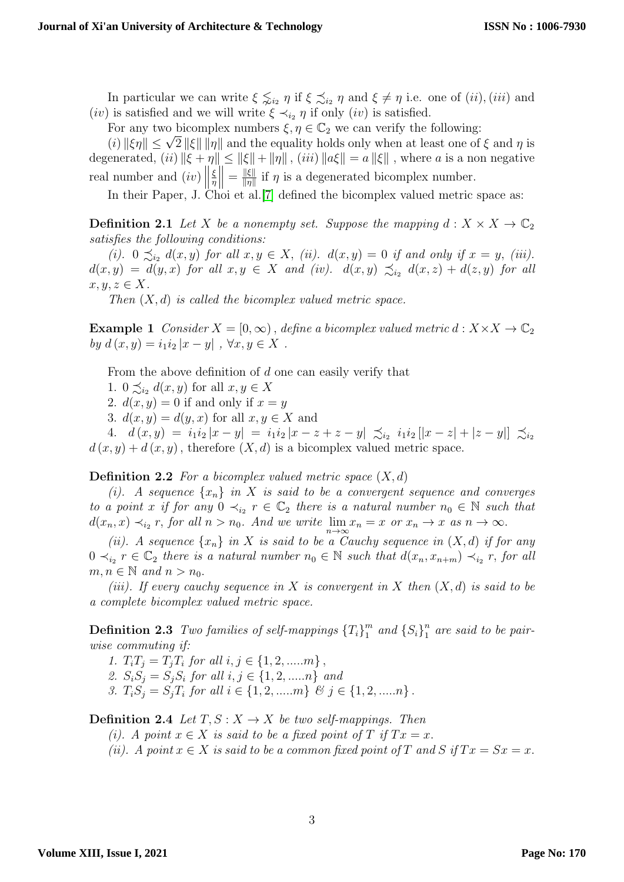In particular we can write $\xi \lesssim_{i_2} \eta$ if $\xi \precsim_{i_2} \eta$ and $\xi \neq \eta$ i.e. one of $(ii), (iii)$ and $(iv)$ is satisfied and we will write $\xi \prec_{i_2} \eta$ if only $(iv)$ is satisfied.

For any two bicomplex numbers $\xi, \eta \in \mathbb{C}_2$ we can verify the following:

$(i)$ $\|\xi\eta\| \leq \sqrt{2}\,\|\xi\|\,\|\eta\|$ and the equality holds only when at least one of $\xi$ and $\eta$ is degenerated, $(ii)$ $\|\xi + \eta\| \leq \|\xi\| + \|\eta\|$, $(iii)$ $\|a\xi\| = a\,\|\xi\|$, where $a$ is a non negative real number and $(iv)$ $\left\|\frac{\xi}{\eta}\right\| = \frac{\|\xi\|}{\|\eta\|}$ if $\eta$ is a degenerated bicomplex number.

In their Paper, J. Choi et al.[7] defined the bicomplex valued metric space as:

**Definition 2.1** *Let $X$ be a nonempty set. Suppose the mapping $d : X \times X \to \mathbb{C}_2$ satisfies the following conditions:*

*(i). $0 \precsim_{i_2} d(x, y)$ for all $x, y \in X$, (ii). $d(x, y) = 0$ if and only if $x = y$, (iii). $d(x, y) = d(y, x)$ for all $x, y \in X$ and (iv). $d(x, y) \precsim_{i_2} d(x, z) + d(z, y)$ for all $x, y, z \in X$.*

*Then $(X, d)$ is called the bicomplex valued metric space.*

**Example 1** *Consider $X = [0, \infty)$, define a bicomplex valued metric $d : X \times X \to \mathbb{C}_2$ by $d(x, y) = i_1 i_2 |x - y|$, $\forall x, y \in X$.*

From the above definition of $d$ one can easily verify that

1. $0 \precsim_{i_2} d(x, y)$ for all $x, y \in X$
2. $d(x, y) = 0$ if and only if $x = y$
3. $d(x, y) = d(y, x)$ for all $x, y \in X$ and
4. $d(x, y) = i_1 i_2 |x - y| = i_1 i_2 |x - z + z - y| \precsim_{i_2} i_1 i_2 [|x - z| + |z - y|] \precsim_{i_2} d(x, y) + d(x, y)$, therefore $(X, d)$ is a bicomplex valued metric space.

**Definition 2.2** *For a bicomplex valued metric space $(X, d)$*

*(i). A sequence $\{x_n\}$ in $X$ is said to be a convergent sequence and converges to a point $x$ if for any $0 \prec_{i_2} r \in \mathbb{C}_2$ there is a natural number $n_0 \in \mathbb{N}$ such that $d(x_n, x) \prec_{i_2} r$, for all $n > n_0$. And we write $\lim_{n \to \infty} x_n = x$ or $x_n \to x$ as $n \to \infty$.*

*(ii). A sequence $\{x_n\}$ in $X$ is said to be a Cauchy sequence in $(X, d)$ if for any $0 \prec_{i_2} r \in \mathbb{C}_2$ there is a natural number $n_0 \in \mathbb{N}$ such that $d(x_n, x_{n+m}) \prec_{i_2} r$, for all $m, n \in \mathbb{N}$ and $n > n_0$.*

*(iii). If every cauchy sequence in $X$ is convergent in $X$ then $(X, d)$ is said to be a complete bicomplex valued metric space.*

**Definition 2.3** *Two families of self-mappings $\{T_i\}_1^m$ and $\{S_i\}_1^n$ are said to be pairwise commuting if:*

1. *$T_i T_j = T_j T_i$ for all $i, j \in \{1, 2, .....m\}$,*
2. *$S_i S_j = S_j S_i$ for all $i, j \in \{1, 2, .....n\}$ and*
3. *$T_i S_j = S_j T_i$ for all $i \in \{1, 2, .....m\}$ & $j \in \{1, 2, .....n\}$.*

**Definition 2.4** *Let $T, S : X \to X$ be two self-mappings. Then*

*(i). A point $x \in X$ is said to be a fixed point of $T$ if $Tx = x$.*

*(ii). A point $x \in X$ is said to be a common fixed point of $T$ and $S$ if $Tx = Sx = x$.*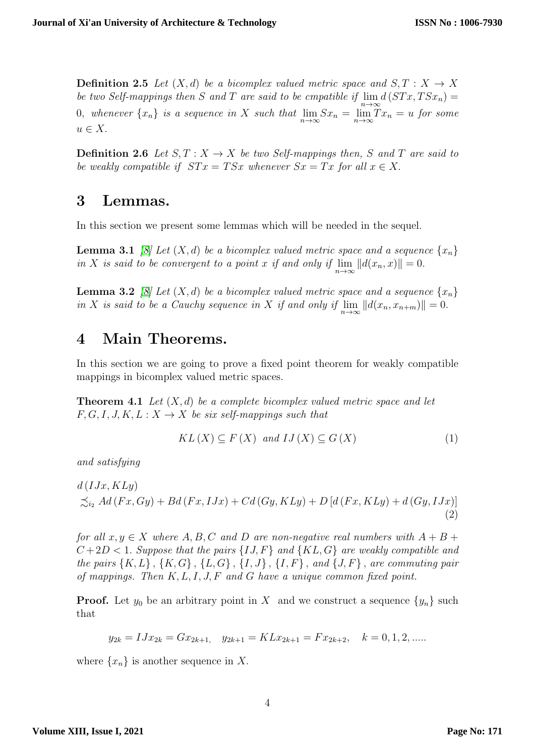**Definition 2.5** *Let $(X, d)$ be a bicomplex valued metric space and $S, T : X \to X$ be two Self-mappings then $S$ and $T$ are said to be cmpatible if $\lim_{n\to\infty} d(STx, TSx_n) = 0$, whenever $\{x_n\}$ is a sequence in $X$ such that $\lim_{n\to\infty} Sx_n = \lim_{n\to\infty} Tx_n = u$ for some $u \in X$.*

**Definition 2.6** *Let $S, T : X \to X$ be two Self-mappings then, $S$ and $T$ are said to be weakly compatible if $STx = TSx$ whenever $Sx = Tx$ for all $x \in X$.*

# 3 Lemmas.

In this section we present some lemmas which will be needed in the sequel.

**Lemma 3.1** *[8] Let $(X, d)$ be a bicomplex valued metric space and a sequence $\{x_n\}$ in $X$ is said to be convergent to a point $x$ if and only if $\lim_{n\to\infty} \|d(x_n, x)\| = 0$.*

**Lemma 3.2** *[8] Let $(X, d)$ be a bicomplex valued metric space and a sequence $\{x_n\}$ in $X$ is said to be a Cauchy sequence in $X$ if and only if $\lim_{n\to\infty} \|d(x_n, x_{n+m})\| = 0$.*

# 4 Main Theorems.

In this section we are going to prove a fixed point theorem for weakly compatible mappings in bicomplex valued metric spaces.

**Theorem 4.1** *Let $(X, d)$ be a complete bicomplex valued metric space and let $F, G, I, J, K, L : X \to X$ be six self-mappings such that*

$$KL(X) \subseteq F(X) \text{ and } IJ(X) \subseteq G(X) \tag{1}$$

*and satisfying*

$$d(IJx, KLy) \precsim_{i_2} Ad(Fx, Gy) + Bd(Fx, IJx) + Cd(Gy, KLy) + D[d(Fx, KLy) + d(Gy, IJx)] \tag{2}$$

*for all $x, y \in X$ where $A, B, C$ and $D$ are non-negative real numbers with $A + B + C + 2D < 1$. Suppose that the pairs $\{IJ, F\}$ and $\{KL, G\}$ are weakly compatible and the pairs $\{K, L\}$, $\{K, G\}$, $\{L, G\}$, $\{I, J\}$, $\{I, F\}$, and $\{J, F\}$, are commuting pair of mappings. Then $K, L, I, J, F$ and $G$ have a unique common fixed point.*

**Proof.** Let $y_0$ be an arbitrary point in $X$ and we construct a sequence $\{y_n\}$ such that

$$y_{2k} = IJx_{2k} = Gx_{2k+1}, \quad y_{2k+1} = KLx_{2k+1} = Fx_{2k+2}, \quad k = 0, 1, 2, .....$$

where $\{x_n\}$ is another sequence in $X$.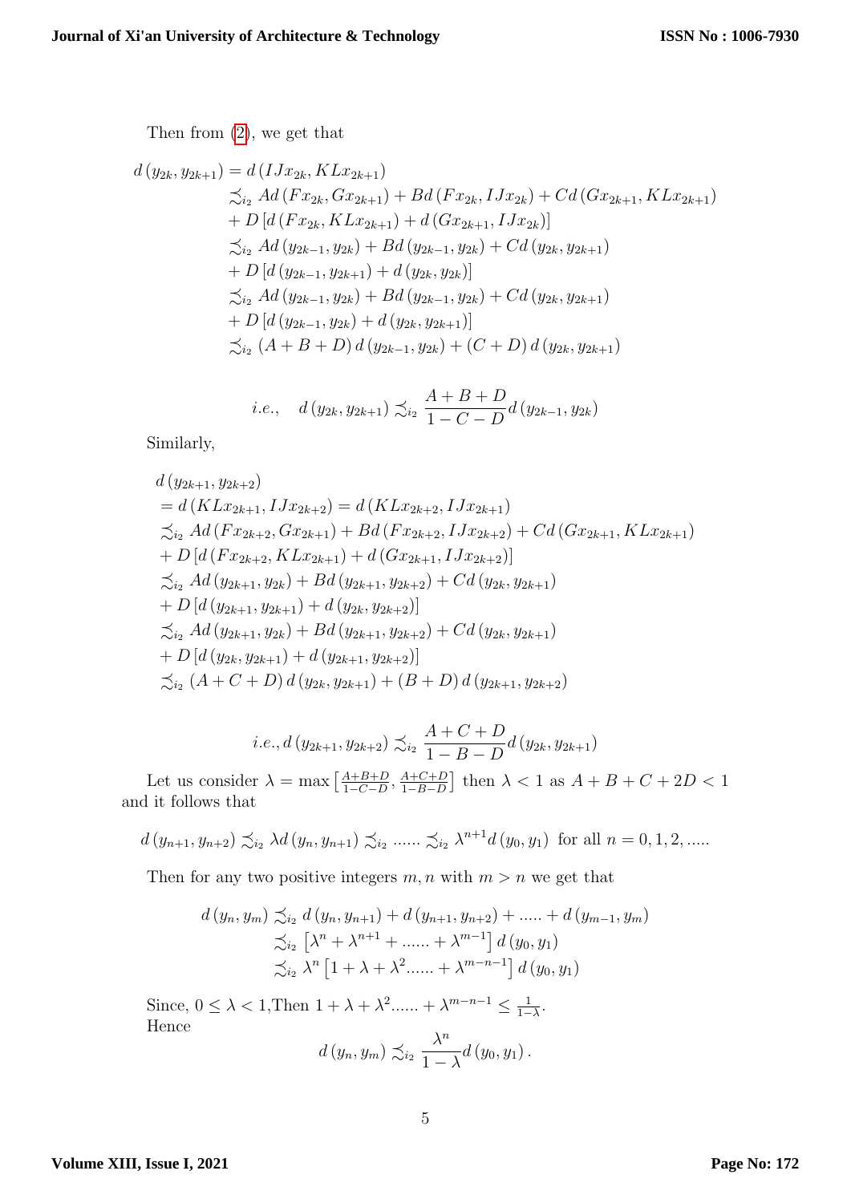Then from (2), we get that

$$
\begin{aligned}
d\left(y_{2k}, y_{2k+1}\right) &= d\left(IJx_{2k}, KLx_{2k+1}\right) \\
&\precsim_{i_2} Ad\left(Fx_{2k}, Gx_{2k+1}\right) + Bd\left(Fx_{2k}, IJx_{2k}\right) + Cd\left(Gx_{2k+1}, KLx_{2k+1}\right) \\
&+ D\left[d\left(Fx_{2k}, KLx_{2k+1}\right) + d\left(Gx_{2k+1}, IJx_{2k}\right)\right] \\
&\precsim_{i_2} Ad\left(y_{2k-1}, y_{2k}\right) + Bd\left(y_{2k-1}, y_{2k}\right) + Cd\left(y_{2k}, y_{2k+1}\right) \\
&+ D\left[d\left(y_{2k-1}, y_{2k+1}\right) + d\left(y_{2k}, y_{2k}\right)\right] \\
&\precsim_{i_2} Ad\left(y_{2k-1}, y_{2k}\right) + Bd\left(y_{2k-1}, y_{2k}\right) + Cd\left(y_{2k}, y_{2k+1}\right) \\
&+ D\left[d\left(y_{2k-1}, y_{2k}\right) + d\left(y_{2k}, y_{2k+1}\right)\right] \\
&\precsim_{i_2} (A + B + D)\, d\left(y_{2k-1}, y_{2k}\right) + (C + D)\, d\left(y_{2k}, y_{2k+1}\right)
\end{aligned}
$$

$$
i.e., \quad d\left(y_{2k}, y_{2k+1}\right) \precsim_{i_2} \frac{A + B + D}{1 - C - D} d\left(y_{2k-1}, y_{2k}\right)
$$

Similarly,

$$
\begin{aligned}
& d\left(y_{2k+1}, y_{2k+2}\right) \\
&= d\left(KLx_{2k+1}, IJx_{2k+2}\right) = d\left(KLx_{2k+2}, IJx_{2k+1}\right) \\
&\precsim_{i_2} Ad\left(Fx_{2k+2}, Gx_{2k+1}\right) + Bd\left(Fx_{2k+2}, IJx_{2k+2}\right) + Cd\left(Gx_{2k+1}, KLx_{2k+1}\right) \\
&+ D\left[d\left(Fx_{2k+2}, KLx_{2k+1}\right) + d\left(Gx_{2k+1}, IJx_{2k+2}\right)\right] \\
&\precsim_{i_2} Ad\left(y_{2k+1}, y_{2k}\right) + Bd\left(y_{2k+1}, y_{2k+2}\right) + Cd\left(y_{2k}, y_{2k+1}\right) \\
&+ D\left[d\left(y_{2k+1}, y_{2k+1}\right) + d\left(y_{2k}, y_{2k+2}\right)\right] \\
&\precsim_{i_2} Ad\left(y_{2k+1}, y_{2k}\right) + Bd\left(y_{2k+1}, y_{2k+2}\right) + Cd\left(y_{2k}, y_{2k+1}\right) \\
&+ D\left[d\left(y_{2k}, y_{2k+1}\right) + d\left(y_{2k+1}, y_{2k+2}\right)\right] \\
&\precsim_{i_2} (A + C + D)\, d\left(y_{2k}, y_{2k+1}\right) + (B + D)\, d\left(y_{2k+1}, y_{2k+2}\right)
\end{aligned}
$$

$$
i.e., d\left(y_{2k+1}, y_{2k+2}\right) \precsim_{i_2} \frac{A + C + D}{1 - B - D} d\left(y_{2k}, y_{2k+1}\right)
$$

Let us consider $\lambda = \max\left[\frac{A+B+D}{1-C-D}, \frac{A+C+D}{1-B-D}\right]$ then $\lambda < 1$ as $A + B + C + 2D < 1$ and it follows that

$$
d\left(y_{n+1}, y_{n+2}\right) \precsim_{i_2} \lambda d\left(y_n, y_{n+1}\right) \precsim_{i_2} \ldots\ldots \precsim_{i_2} \lambda^{n+1} d\left(y_0, y_1\right) \text{ for all } n = 0, 1, 2, \ldots..
$$

Then for any two positive integers $m, n$ with $m > n$ we get that

$$
\begin{aligned}
d\left(y_n, y_m\right) &\precsim_{i_2} d\left(y_n, y_{n+1}\right) + d\left(y_{n+1}, y_{n+2}\right) + \ldots.. + d\left(y_{m-1}, y_m\right) \\
&\precsim_{i_2} \left[\lambda^n + \lambda^{n+1} + \ldots\ldots + \lambda^{m-1}\right] d\left(y_0, y_1\right) \\
&\precsim_{i_2} \lambda^n \left[1 + \lambda + \lambda^2 \ldots\ldots + \lambda^{m-n-1}\right] d\left(y_0, y_1\right)
\end{aligned}
$$

Since, $0 \leq \lambda < 1$,Then $1 + \lambda + \lambda^2 \ldots\ldots + \lambda^{m-n-1} \leq \frac{1}{1-\lambda}$.
Hence

$$
d\left(y_n, y_m\right) \precsim_{i_2} \frac{\lambda^n}{1 - \lambda} d\left(y_0, y_1\right).
$$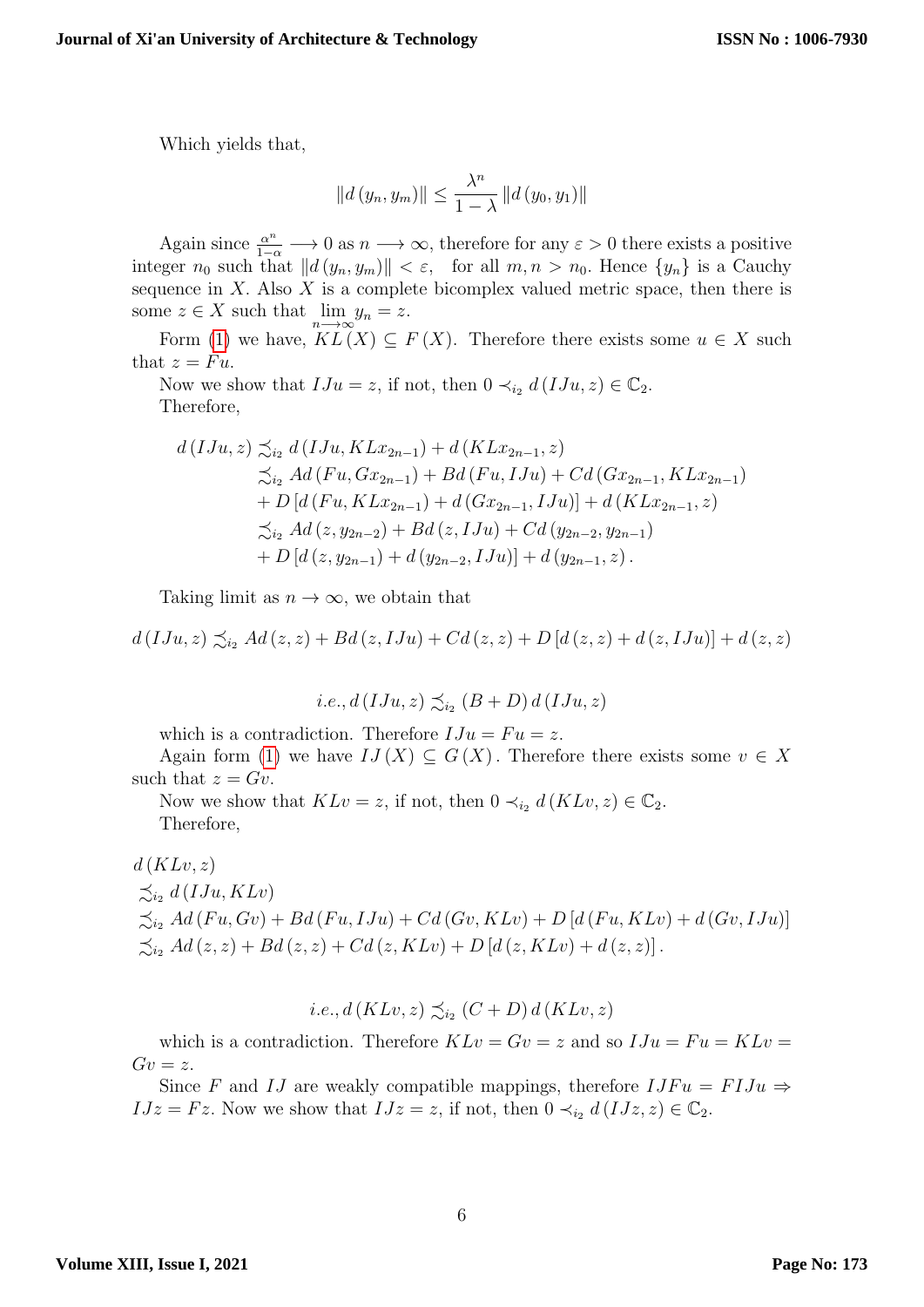Which yields that,

$$\|d(y_n, y_m)\| \leq \frac{\lambda^n}{1-\lambda} \|d(y_0, y_1)\|$$

Again since $\frac{\alpha^n}{1-\alpha} \longrightarrow 0$ as $n \longrightarrow \infty$, therefore for any $\varepsilon > 0$ there exists a positive integer $n_0$ such that $\|d(y_n, y_m)\| < \varepsilon$, for all $m, n > n_0$. Hence $\{y_n\}$ is a Cauchy sequence in $X$. Also $X$ is a complete bicomplex valued metric space, then there is some $z \in X$ such that $\lim_{n \longrightarrow \infty} y_n = z$.

Form (1) we have, $KL(X) \subseteq F(X)$. Therefore there exists some $u \in X$ such that $z = Fu$.

Now we show that $IJu = z$, if not, then $0 \prec_{i_2} d(IJu, z) \in \mathbb{C}_2$.

Therefore,

$$\begin{aligned}
d(IJu, z) &\precsim_{i_2} d(IJu, KLx_{2n-1}) + d(KLx_{2n-1}, z) \\
&\precsim_{i_2} Ad(Fu, Gx_{2n-1}) + Bd(Fu, IJu) + Cd(Gx_{2n-1}, KLx_{2n-1}) \\
&+ D[d(Fu, KLx_{2n-1}) + d(Gx_{2n-1}, IJu)] + d(KLx_{2n-1}, z) \\
&\precsim_{i_2} Ad(z, y_{2n-2}) + Bd(z, IJu) + Cd(y_{2n-2}, y_{2n-1}) \\
&+ D[d(z, y_{2n-1}) + d(y_{2n-2}, IJu)] + d(y_{2n-1}, z).
\end{aligned}$$

Taking limit as $n \to \infty$, we obtain that

$$d(IJu, z) \precsim_{i_2} Ad(z, z) + Bd(z, IJu) + Cd(z, z) + D[d(z, z) + d(z, IJu)] + d(z, z)$$

$$i.e., d(IJu, z) \precsim_{i_2} (B + D) d(IJu, z)$$

which is a contradiction. Therefore $IJu = Fu = z$.

Again form (1) we have $IJ(X) \subseteq G(X)$. Therefore there exists some $v \in X$ such that $z = Gv$.

Now we show that $KLv = z$, if not, then $0 \prec_{i_2} d(KLv, z) \in \mathbb{C}_2$.

Therefore,

$$\begin{aligned}
& d(KLv, z) \\
& \precsim_{i_2} d(IJu, KLv) \\
& \precsim_{i_2} Ad(Fu, Gv) + Bd(Fu, IJu) + Cd(Gv, KLv) + D[d(Fu, KLv) + d(Gv, IJu)] \\
& \precsim_{i_2} Ad(z, z) + Bd(z, z) + Cd(z, KLv) + D[d(z, KLv) + d(z, z)].
\end{aligned}$$

$$i.e., d(KLv, z) \precsim_{i_2} (C + D) d(KLv, z)$$

which is a contradiction. Therefore $KLv = Gv = z$ and so $IJu = Fu = KLv = Gv = z$.

Since $F$ and $IJ$ are weakly compatible mappings, therefore $IJFu = FIJu \Rightarrow IJz = Fz$. Now we show that $IJz = z$, if not, then $0 \prec_{i_2} d(IJz, z) \in \mathbb{C}_2$.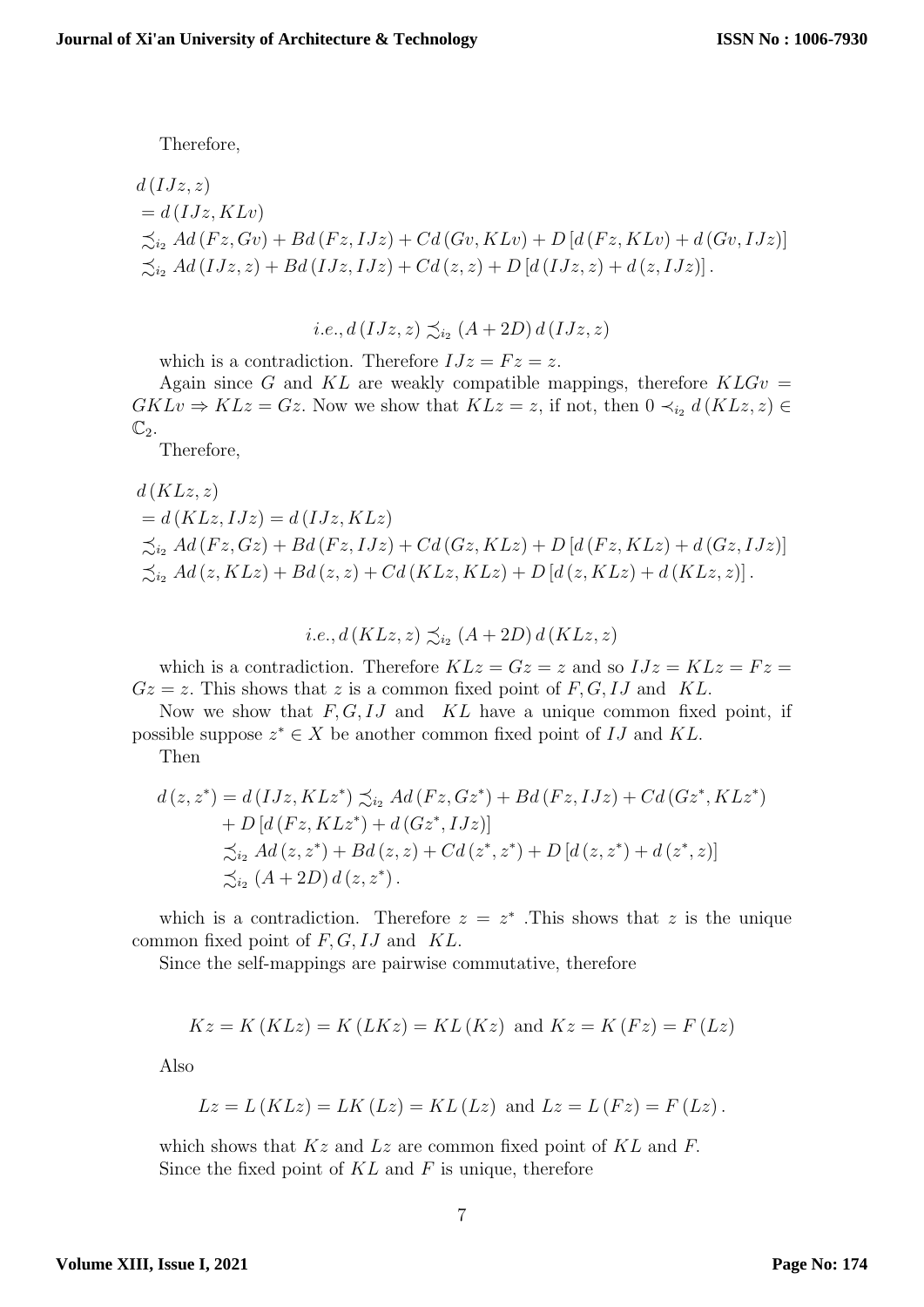Therefore,

$$
\begin{aligned}
& d(IJz, z) \\
& = d(IJz, KLv) \\
& \precsim_{i_2} Ad(Fz, Gv) + Bd(Fz, IJz) + Cd(Gv, KLv) + D[d(Fz, KLv) + d(Gv, IJz)] \\
& \precsim_{i_2} Ad(IJz, z) + Bd(IJz, IJz) + Cd(z, z) + D[d(IJz, z) + d(z, IJz)].
\end{aligned}
$$

$$
i.e., d(IJz, z) \precsim_{i_2} (A + 2D)\, d(IJz, z)
$$

which is a contradiction. Therefore $IJz = Fz = z$.

Again since $G$ and $KL$ are weakly compatible mappings, therefore $KLGv = GKLv \Rightarrow KLz = Gz$. Now we show that $KLz = z$, if not, then $0 \prec_{i_2} d(KLz, z) \in \mathbb{C}_2$.

Therefore,

$$
\begin{aligned}
& d(KLz, z) \\
& = d(KLz, IJz) = d(IJz, KLz) \\
& \precsim_{i_2} Ad(Fz, Gz) + Bd(Fz, IJz) + Cd(Gz, KLz) + D[d(Fz, KLz) + d(Gz, IJz)] \\
& \precsim_{i_2} Ad(z, KLz) + Bd(z, z) + Cd(KLz, KLz) + D[d(z, KLz) + d(KLz, z)].
\end{aligned}
$$

$$
i.e., d(KLz, z) \precsim_{i_2} (A + 2D)\, d(KLz, z)
$$

which is a contradiction. Therefore $KLz = Gz = z$ and so $IJz = KLz = Fz = Gz = z$. This shows that $z$ is a common fixed point of $F, G, IJ$ and $KL$.

Now we show that $F, G, IJ$ and $KL$ have a unique common fixed point, if possible suppose $z^* \in X$ be another common fixed point of $IJ$ and $KL$.

Then

$$
\begin{aligned}
d(z, z^*) = d(IJz, KLz^*) & \precsim_{i_2} Ad(Fz, Gz^*) + Bd(Fz, IJz) + Cd(Gz^*, KLz^*) \\
& + D[d(Fz, KLz^*) + d(Gz^*, IJz)] \\
& \precsim_{i_2} Ad(z, z^*) + Bd(z, z) + Cd(z^*, z^*) + D[d(z, z^*) + d(z^*, z)] \\
& \precsim_{i_2} (A + 2D)\, d(z, z^*).
\end{aligned}
$$

which is a contradiction. Therefore $z = z^*$ .This shows that $z$ is the unique common fixed point of $F, G, IJ$ and $KL$.

Since the self-mappings are pairwise commutative, therefore

$$
Kz = K(KLz) = K(LKz) = KL(Kz) \text{ and } Kz = K(Fz) = F(Lz)
$$

Also

$$
Lz = L(KLz) = LK(Lz) = KL(Lz) \text{ and } Lz = L(Fz) = F(Lz).
$$

which shows that $Kz$ and $Lz$ are common fixed point of $KL$ and $F$.

Since the fixed point of $KL$ and $F$ is unique, therefore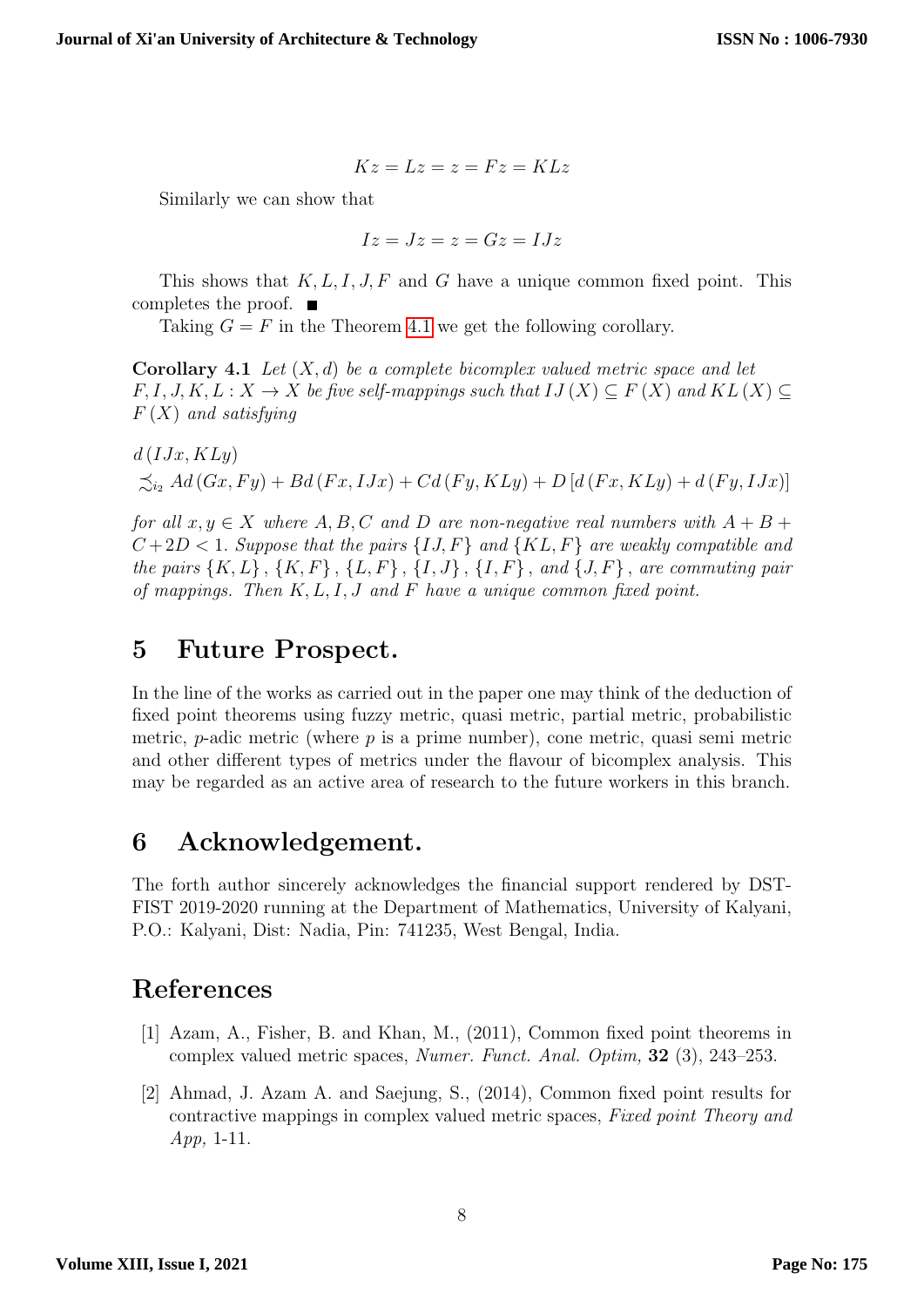$$Kz = Lz = z = Fz = KLz$$

Similarly we can show that

$$Iz = Jz = z = Gz = IJz$$

This shows that $K, L, I, J, F$ and $G$ have a unique common fixed point. This completes the proof. ■

Taking $G = F$ in the Theorem 4.1 we get the following corollary.

**Corollary 4.1** *Let $(X, d)$ be a complete bicomplex valued metric space and let $F, I, J, K, L : X \to X$ be five self-mappings such that $IJ(X) \subseteq F(X)$ and $KL(X) \subseteq F(X)$ and satisfying*

$$d(IJx, KLy) \\ \precsim_{i_2} Ad(Gx, Fy) + Bd(Fx, IJx) + Cd(Fy, KLy) + D[d(Fx, KLy) + d(Fy, IJx)]$$

*for all $x, y \in X$ where $A, B, C$ and $D$ are non-negative real numbers with $A + B + C + 2D < 1$. Suppose that the pairs $\{IJ, F\}$ and $\{KL, F\}$ are weakly compatible and the pairs $\{K, L\}$, $\{K, F\}$, $\{L, F\}$, $\{I, J\}$, $\{I, F\}$, and $\{J, F\}$, are commuting pair of mappings. Then $K, L, I, J$ and $F$ have a unique common fixed point.*

## 5 Future Prospect.

In the line of the works as carried out in the paper one may think of the deduction of fixed point theorems using fuzzy metric, quasi metric, partial metric, probabilistic metric, $p$-adic metric (where $p$ is a prime number), cone metric, quasi semi metric and other different types of metrics under the flavour of bicomplex analysis. This may be regarded as an active area of research to the future workers in this branch.

## 6 Acknowledgement.

The forth author sincerely acknowledges the financial support rendered by DST-FIST 2019-2020 running at the Department of Mathematics, University of Kalyani, P.O.: Kalyani, Dist: Nadia, Pin: 741235, West Bengal, India.

## References

[1] Azam, A., Fisher, B. and Khan, M., (2011), Common fixed point theorems in complex valued metric spaces, *Numer. Funct. Anal. Optim,* **32** (3), 243–253.

[2] Ahmad, J. Azam A. and Saejung, S., (2014), Common fixed point results for contractive mappings in complex valued metric spaces, *Fixed point Theory and App,* 1-11.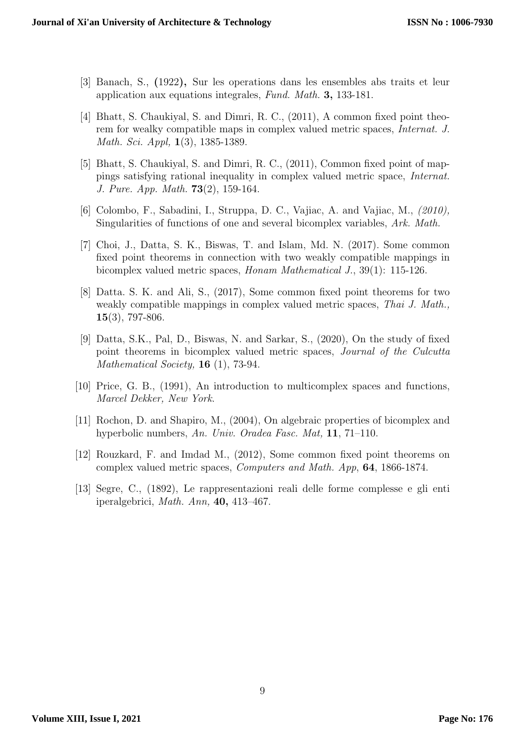[3] Banach, S., (1922), Sur les operations dans les ensembles abs traits et leur application aux equations integrales, *Fund. Math.* **3,** 133-181.

[4] Bhatt, S. Chaukiyal, S. and Dimri, R. C., (2011), A common fixed point theorem for wealky compatible maps in complex valued metric spaces, *Internat. J. Math. Sci. Appl,* **1**(3), 1385-1389.

[5] Bhatt, S. Chaukiyal, S. and Dimri, R. C., (2011), Common fixed point of mappings satisfying rational inequality in complex valued metric space, *Internat. J. Pure. App. Math.* **73**(2), 159-164.

[6] Colombo, F., Sabadini, I., Struppa, D. C., Vajiac, A. and Vajiac, M., *(2010),* Singularities of functions of one and several bicomplex variables, *Ark. Math.*

[7] Choi, J., Datta, S. K., Biswas, T. and Islam, Md. N. (2017). Some common fixed point theorems in connection with two weakly compatible mappings in bicomplex valued metric spaces, *Honam Mathematical J.*, 39(1): 115-126.

[8] Datta. S. K. and Ali, S., (2017), Some common fixed point theorems for two weakly compatible mappings in complex valued metric spaces, *Thai J. Math.,* **15**(3), 797-806.

[9] Datta, S.K., Pal, D., Biswas, N. and Sarkar, S., (2020), On the study of fixed point theorems in bicomplex valued metric spaces, *Journal of the Culcutta Mathematical Society,* **16** (1), 73-94.

[10] Price, G. B., (1991), An introduction to multicomplex spaces and functions, *Marcel Dekker, New York.*

[11] Rochon, D. and Shapiro, M., (2004), On algebraic properties of bicomplex and hyperbolic numbers, *An. Univ. Oradea Fasc. Mat,* **11**, 71–110.

[12] Rouzkard, F. and Imdad M., (2012), Some common fixed point theorems on complex valued metric spaces, *Computers and Math. App*, **64**, 1866-1874.

[13] Segre, C., (1892), Le rappresentazioni reali delle forme complesse e gli enti iperalgebrici, *Math. Ann,* **40,** 413–467.